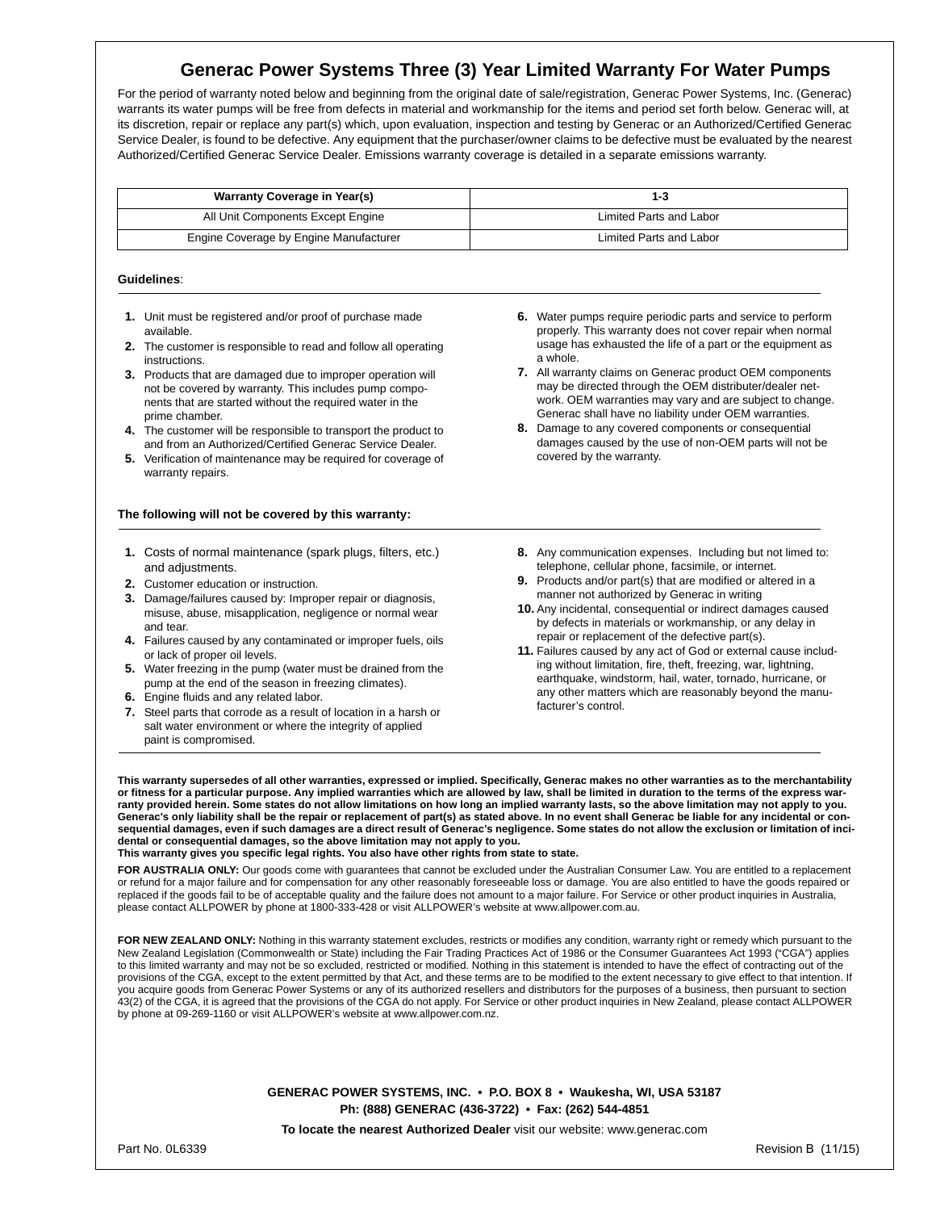# Generac Power Systems Three (3) Year Limited Warranty For Water Pumps

For the period of warranty noted below and beginning from the original date of sale/registration, Generac Power Systems, Inc. (Generac) warrants its water pumps will be free from defects in material and workmanship for the items and period set forth below. Generac will, at its discretion, repair or replace any part(s) which, upon evaluation, inspection and testing by Generac or an Authorized/Certified Generac Service Dealer, is found to be defective. Any equipment that the purchaser/owner claims to be defective must be evaluated by the nearest Authorized/Certified Generac Service Dealer. Emissions warranty coverage is detailed in a separate emissions warranty.

| Warranty Coverage in Year(s) | 1-3 |
|---|---|
| All Unit Components Except Engine | Limited Parts and Labor |
| Engine Coverage by Engine Manufacturer | Limited Parts and Labor |

**Guidelines**:

1. Unit must be registered and/or proof of purchase made available.
2. The customer is responsible to read and follow all operating instructions.
3. Products that are damaged due to improper operation will not be covered by warranty. This includes pump components that are started without the required water in the prime chamber.
4. The customer will be responsible to transport the product to and from an Authorized/Certified Generac Service Dealer.
5. Verification of maintenance may be required for coverage of warranty repairs.
6. Water pumps require periodic parts and service to perform properly. This warranty does not cover repair when normal usage has exhausted the life of a part or the equipment as a whole.
7. All warranty claims on Generac product OEM components may be directed through the OEM distributer/dealer network. OEM warranties may vary and are subject to change. Generac shall have no liability under OEM warranties.
8. Damage to any covered components or consequential damages caused by the use of non-OEM parts will not be covered by the warranty.

**The following will not be covered by this warranty:**

1. Costs of normal maintenance (spark plugs, filters, etc.) and adjustments.
2. Customer education or instruction.
3. Damage/failures caused by: Improper repair or diagnosis, misuse, abuse, misapplication, negligence or normal wear and tear.
4. Failures caused by any contaminated or improper fuels, oils or lack of proper oil levels.
5. Water freezing in the pump (water must be drained from the pump at the end of the season in freezing climates).
6. Engine fluids and any related labor.
7. Steel parts that corrode as a result of location in a harsh or salt water environment or where the integrity of applied paint is compromised.
8. Any communication expenses. Including but not limed to: telephone, cellular phone, facsimile, or internet.
9. Products and/or part(s) that are modified or altered in a manner not authorized by Generac in writing
10. Any incidental, consequential or indirect damages caused by defects in materials or workmanship, or any delay in repair or replacement of the defective part(s).
11. Failures caused by any act of God or external cause including without limitation, fire, theft, freezing, war, lightning, earthquake, windstorm, hail, water, tornado, hurricane, or any other matters which are reasonably beyond the manufacturer's control.

**This warranty supersedes of all other warranties, expressed or implied. Specifically, Generac makes no other warranties as to the merchantability or fitness for a particular purpose. Any implied warranties which are allowed by law, shall be limited in duration to the terms of the express warranty provided herein. Some states do not allow limitations on how long an implied warranty lasts, so the above limitation may not apply to you. Generac's only liability shall be the repair or replacement of part(s) as stated above. In no event shall Generac be liable for any incidental or consequential damages, even if such damages are a direct result of Generac's negligence. Some states do not allow the exclusion or limitation of incidental or consequential damages, so the above limitation may not apply to you.**
**This warranty gives you specific legal rights. You also have other rights from state to state.**

**FOR AUSTRALIA ONLY:** Our goods come with guarantees that cannot be excluded under the Australian Consumer Law. You are entitled to a replacement or refund for a major failure and for compensation for any other reasonably foreseeable loss or damage. You are also entitled to have the goods repaired or replaced if the goods fail to be of acceptable quality and the failure does not amount to a major failure. For Service or other product inquiries in Australia, please contact ALLPOWER by phone at 1800-333-428 or visit ALLPOWER's website at www.allpower.com.au.

**FOR NEW ZEALAND ONLY:** Nothing in this warranty statement excludes, restricts or modifies any condition, warranty right or remedy which pursuant to the New Zealand Legislation (Commonwealth or State) including the Fair Trading Practices Act of 1986 or the Consumer Guarantees Act 1993 ("CGA") applies to this limited warranty and may not be so excluded, restricted or modified. Nothing in this statement is intended to have the effect of contracting out of the provisions of the CGA, except to the extent permitted by that Act, and these terms are to be modified to the extent necessary to give effect to that intention. If you acquire goods from Generac Power Systems or any of its authorized resellers and distributors for the purposes of a business, then pursuant to section 43(2) of the CGA, it is agreed that the provisions of the CGA do not apply. For Service or other product inquiries in New Zealand, please contact ALLPOWER by phone at 09-269-1160 or visit ALLPOWER's website at www.allpower.com.nz.

**GENERAC POWER SYSTEMS, INC. • P.O. BOX 8 • Waukesha, WI, USA 53187**
**Ph: (888) GENERAC (436-3722) • Fax: (262) 544-4851**

**To locate the nearest Authorized Dealer** visit our website: www.generac.com

Part No. 0L6339 Revision B (11/15)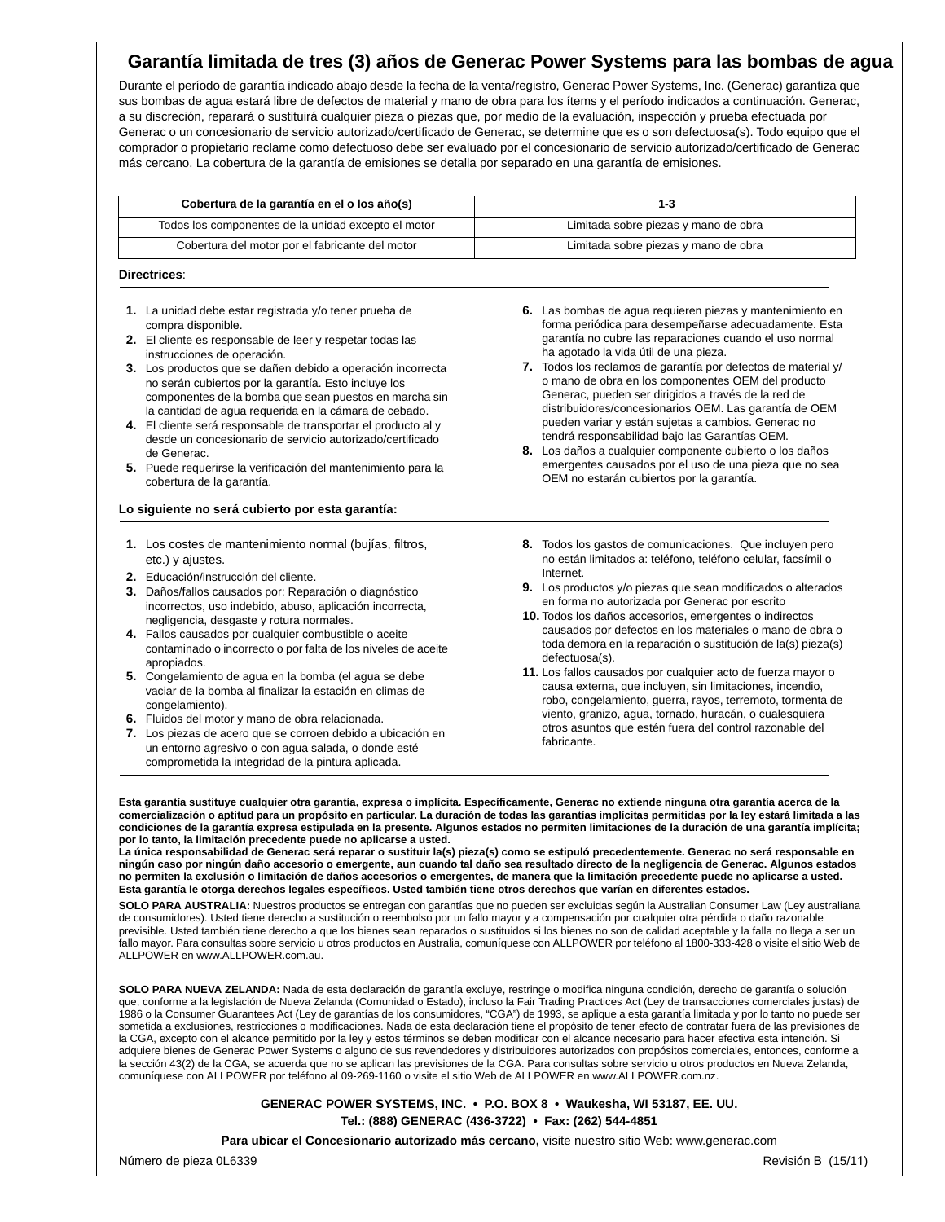# Garantía limitada de tres (3) años de Generac Power Systems para las bombas de agua

Durante el período de garantía indicado abajo desde la fecha de la venta/registro, Generac Power Systems, Inc. (Generac) garantiza que sus bombas de agua estará libre de defectos de material y mano de obra para los ítems y el período indicados a continuación. Generac, a su discreción, reparará o sustituirá cualquier pieza o piezas que, por medio de la evaluación, inspección y prueba efectuada por Generac o un concesionario de servicio autorizado/certificado de Generac, se determine que es o son defectuosa(s). Todo equipo que el comprador o propietario reclame como defectuoso debe ser evaluado por el concesionario de servicio autorizado/certificado de Generac más cercano. La cobertura de la garantía de emisiones se detalla por separado en una garantía de emisiones.

| Cobertura de la garantía en el o los año(s) | 1-3 |
|---|---|
| Todos los componentes de la unidad excepto el motor | Limitada sobre piezas y mano de obra |
| Cobertura del motor por el fabricante del motor | Limitada sobre piezas y mano de obra |

**Directrices**:

1. La unidad debe estar registrada y/o tener prueba de compra disponible.
2. El cliente es responsable de leer y respetar todas las instrucciones de operación.
3. Los productos que se dañen debido a operación incorrecta no serán cubiertos por la garantía. Esto incluye los componentes de la bomba que sean puestos en marcha sin la cantidad de agua requerida en la cámara de cebado.
4. El cliente será responsable de transportar el producto al y desde un concesionario de servicio autorizado/certificado de Generac.
5. Puede requerirse la verificación del mantenimiento para la cobertura de la garantía.
6. Las bombas de agua requieren piezas y mantenimiento en forma periódica para desempeñarse adecuadamente. Esta garantía no cubre las reparaciones cuando el uso normal ha agotado la vida útil de una pieza.
7. Todos los reclamos de garantía por defectos de material y/o mano de obra en los componentes OEM del producto Generac, pueden ser dirigidos a través de la red de distribuidores/concesionarios OEM. Las garantía de OEM pueden variar y están sujetas a cambios. Generac no tendrá responsabilidad bajo las Garantías OEM.
8. Los daños a cualquier componente cubierto o los daños emergentes causados por el uso de una pieza que no sea OEM no estarán cubiertos por la garantía.

**Lo siguiente no será cubierto por esta garantía:**

1. Los costes de mantenimiento normal (bujías, filtros, etc.) y ajustes.
2. Educación/instrucción del cliente.
3. Daños/fallos causados por: Reparación o diagnóstico incorrectos, uso indebido, abuso, aplicación incorrecta, negligencia, desgaste y rotura normales.
4. Fallos causados por cualquier combustible o aceite contaminado o incorrecto o por falta de los niveles de aceite apropiados.
5. Congelamiento de agua en la bomba (el agua se debe vaciar de la bomba al finalizar la estación en climas de congelamiento).
6. Fluidos del motor y mano de obra relacionada.
7. Los piezas de acero que se corroen debido a ubicación en un entorno agresivo o con agua salada, o donde esté comprometida la integridad de la pintura aplicada.
8. Todos los gastos de comunicaciones. Que incluyen pero no están limitados a: teléfono, teléfono celular, facsímil o Internet.
9. Los productos y/o piezas que sean modificados o alterados en forma no autorizada por Generac por escrito
10. Todos los daños accesorios, emergentes o indirectos causados por defectos en los materiales o mano de obra o toda demora en la reparación o sustitución de la(s) pieza(s) defectuosa(s).
11. Los fallos causados por cualquier acto de fuerza mayor o causa externa, que incluyen, sin limitaciones, incendio, robo, congelamiento, guerra, rayos, terremoto, tormenta de viento, granizo, agua, tornado, huracán, o cualesquiera otros asuntos que estén fuera del control razonable del fabricante.

**Esta garantía sustituye cualquier otra garantía, expresa o implícita. Específicamente, Generac no extiende ninguna otra garantía acerca de la comercialización o aptitud para un propósito en particular. La duración de todas las garantías implícitas permitidas por la ley estará limitada a las condiciones de la garantía expresa estipulada en la presente. Algunos estados no permiten limitaciones de la duración de una garantía implícita; por lo tanto, la limitación precedente puede no aplicarse a usted.**
**La única responsabilidad de Generac será reparar o sustituir la(s) pieza(s) como se estipuló precedentemente. Generac no será responsable en ningún caso por ningún daño accesorio o emergente, aun cuando tal daño sea resultado directo de la negligencia de Generac. Algunos estados no permiten la exclusión o limitación de daños accesorios o emergentes, de manera que la limitación precedente puede no aplicarse a usted. Esta garantía le otorga derechos legales específicos. Usted también tiene otros derechos que varían en diferentes estados.**

**SOLO PARA AUSTRALIA:** Nuestros productos se entregan con garantías que no pueden ser excluidas según la Australian Consumer Law (Ley australiana de consumidores). Usted tiene derecho a sustitución o reembolso por un fallo mayor y a compensación por cualquier otra pérdida o daño razonable previsible. Usted también tiene derecho a que los bienes sean reparados o sustituidos si los bienes no son de calidad aceptable y la falla no llega a ser un fallo mayor. Para consultas sobre servicio u otros productos en Australia, comuníquese con ALLPOWER por teléfono al 1800-333-428 o visite el sitio Web de ALLPOWER en www.ALLPOWER.com.au.

**SOLO PARA NUEVA ZELANDA:** Nada de esta declaración de garantía excluye, restringe o modifica ninguna condición, derecho de garantía o solución que, conforme a la legislación de Nueva Zelanda (Comunidad o Estado), incluso la Fair Trading Practices Act (Ley de transacciones comerciales justas) de 1986 o la Consumer Guarantees Act (Ley de garantías de los consumidores, "CGA") de 1993, se aplique a esta garantía limitada y por lo tanto no puede ser sometida a exclusiones, restricciones o modificaciones. Nada de esta declaración tiene el propósito de tener efecto de contratar fuera de las previsiones de la CGA, excepto con el alcance permitido por la ley y estos términos se deben modificar con el alcance necesario para hacer efectiva esta intención. Si adquiere bienes de Generac Power Systems o alguno de sus revendedores y distribuidores autorizados con propósitos comerciales, entonces, conforme a la sección 43(2) de la CGA, se acuerda que no se aplican las previsiones de la CGA. Para consultas sobre servicio u otros productos en Nueva Zelanda, comuníquese con ALLPOWER por teléfono al 09-269-1160 o visite el sitio Web de ALLPOWER en www.ALLPOWER.com.nz.

**GENERAC POWER SYSTEMS, INC. • P.O. BOX 8 • Waukesha, WI 53187, EE. UU.**
**Tel.: (888) GENERAC (436-3722) • Fax: (262) 544-4851**
**Para ubicar el Concesionario autorizado más cercano,** visite nuestro sitio Web: www.generac.com

Número de pieza 0L6339 Revisión B (15/11)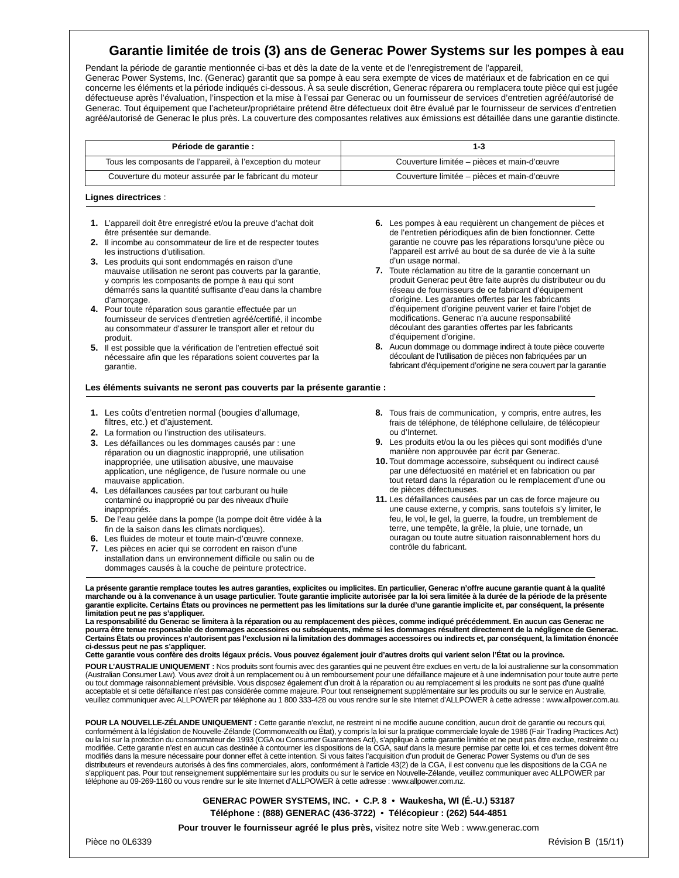# Garantie limitée de trois (3) ans de Generac Power Systems sur les pompes à eau

Pendant la période de garantie mentionnée ci-bas et dès la date de la vente et de l'enregistrement de l'appareil, Generac Power Systems, Inc. (Generac) garantit que sa pompe à eau sera exempte de vices de matériaux et de fabrication en ce qui concerne les éléments et la période indiqués ci-dessous. À sa seule discrétion, Generac réparera ou remplacera toute pièce qui est jugée défectueuse après l'évaluation, l'inspection et la mise à l'essai par Generac ou un fournisseur de services d'entretien agréé/autorisé de Generac. Tout équipement que l'acheteur/propriétaire prétend être défectueux doit être évalué par le fournisseur de services d'entretien agréé/autorisé de Generac le plus près. La couverture des composantes relatives aux émissions est détaillée dans une garantie distincte.

| Période de garantie : | 1-3 |
|---|---|
| Tous les composants de l'appareil, à l'exception du moteur | Couverture limitée – pièces et main-d'œuvre |
| Couverture du moteur assurée par le fabricant du moteur | Couverture limitée – pièces et main-d'œuvre |

**Lignes directrices** :

1. L'appareil doit être enregistré et/ou la preuve d'achat doit être présentée sur demande.
2. Il incombe au consommateur de lire et de respecter toutes les instructions d'utilisation.
3. Les produits qui sont endommagés en raison d'une mauvaise utilisation ne seront pas couverts par la garantie, y compris les composants de pompe à eau qui sont démarrés sans la quantité suffisante d'eau dans la chambre d'amorçage.
4. Pour toute réparation sous garantie effectuée par un fournisseur de services d'entretien agréé/certifié, il incombe au consommateur d'assurer le transport aller et retour du produit.
5. Il est possible que la vérification de l'entretien effectué soit nécessaire afin que les réparations soient couvertes par la garantie.
6. Les pompes à eau requièrent un changement de pièces et de l'entretien périodiques afin de bien fonctionner. Cette garantie ne couvre pas les réparations lorsqu'une pièce ou l'appareil est arrivé au bout de sa durée de vie à la suite d'un usage normal.
7. Toute réclamation au titre de la garantie concernant un produit Generac peut être faite auprès du distributeur ou du réseau de fournisseurs de ce fabricant d'équipement d'origine. Les garanties offertes par les fabricants d'équipement d'origine peuvent varier et faire l'objet de modifications. Generac n'a aucune responsabilité découlant des garanties offertes par les fabricants d'équipement d'origine.
8. Aucun dommage ou dommage indirect à toute pièce couverte découlant de l'utilisation de pièces non fabriquées par un fabricant d'équipement d'origine ne sera couvert par la garantie

**Les éléments suivants ne seront pas couverts par la présente garantie :**

1. Les coûts d'entretien normal (bougies d'allumage, filtres, etc.) et d'ajustement.
2. La formation ou l'instruction des utilisateurs.
3. Les défaillances ou les dommages causés par : une réparation ou un diagnostic inapproprié, une utilisation inappropriée, une utilisation abusive, une mauvaise application, une négligence, de l'usure normale ou une mauvaise application.
4. Les défaillances causées par tout carburant ou huile contaminé ou inapproprié ou par des niveaux d'huile inappropriés.
5. De l'eau gelée dans la pompe (la pompe doit être vidée à la fin de la saison dans les climats nordiques).
6. Les fluides de moteur et toute main-d'œuvre connexe.
7. Les pièces en acier qui se corrodent en raison d'une installation dans un environnement difficile ou salin ou de dommages causés à la couche de peinture protectrice.
8. Tous frais de communication, y compris, entre autres, les frais de téléphone, de téléphone cellulaire, de télécopieur ou d'Internet.
9. Les produits et/ou la ou les pièces qui sont modifiés d'une manière non approuvée par écrit par Generac.
10. Tout dommage accessoire, subséquent ou indirect causé par une défectuosité en matériel et en fabrication ou par tout retard dans la réparation ou le remplacement d'une ou de pièces défectueuses.
11. Les défaillances causées par un cas de force majeure ou une cause externe, y compris, sans toutefois s'y limiter, le feu, le vol, le gel, la guerre, la foudre, un tremblement de terre, une tempête, la grêle, la pluie, une tornade, un ouragan ou toute autre situation raisonnablement hors du contrôle du fabricant.

**La présente garantie remplace toutes les autres garanties, explicites ou implicites. En particulier, Generac n'offre aucune garantie quant à la qualité marchande ou à la convenance à un usage particulier. Toute garantie implicite autorisée par la loi sera limitée à la durée de la période de la présente garantie explicite. Certains États ou provinces ne permettent pas les limitations sur la durée d'une garantie implicite et, par conséquent, la présente limitation peut ne pas s'appliquer.**
**La responsabilité du Generac se limitera à la réparation ou au remplacement des pièces, comme indiqué précédemment. En aucun cas Generac ne pourra être tenue responsable de dommages accessoires ou subséquents, même si les dommages résultent directement de la négligence de Generac. Certains États ou provinces n'autorisent pas l'exclusion ni la limitation des dommages accessoires ou indirects et, par conséquent, la limitation énoncée ci-dessus peut ne pas s'appliquer.**
**Cette garantie vous confère des droits légaux précis. Vous pouvez également jouir d'autres droits qui varient selon l'État ou la province.**

**POUR L'AUSTRALIE UNIQUEMENT :** Nos produits sont fournis avec des garanties qui ne peuvent être exclues en vertu de la loi australienne sur la consommation (Australian Consumer Law). Vous avez droit à un remplacement ou à un remboursement pour une défaillance majeure et à une indemnisation pour toute autre perte ou tout dommage raisonnablement prévisible. Vous disposez également d'un droit à la réparation ou au remplacement si les produits ne sont pas d'une qualité acceptable et si cette défaillance n'est pas considérée comme majeure. Pour tout renseignement supplémentaire sur les produits ou sur le service en Australie, veuillez communiquer avec ALLPOWER par téléphone au 1 800 333-428 ou vous rendre sur le site Internet d'ALLPOWER à cette adresse : www.allpower.com.au.

**POUR LA NOUVELLE-ZÉLANDE UNIQUEMENT :** Cette garantie n'exclut, ne restreint ni ne modifie aucune condition, aucun droit de garantie ou recours qui, conformément à la législation de Nouvelle-Zélande (Commonwealth ou État), y compris la loi sur la pratique commerciale loyale de 1986 (Fair Trading Practices Act) ou la loi sur la protection du consommateur de 1993 (CGA ou Consumer Guarantees Act), s'applique à cette garantie limitée et ne peut pas être exclue, restreinte ou modifiée. Cette garantie n'est en aucun cas destinée à contourner les dispositions de la CGA, sauf dans la mesure permise par cette loi, et ces termes doivent être modifiés dans la mesure nécessaire pour donner effet à cette intention. Si vous faites l'acquisition d'un produit de Generac Power Systems ou d'un de ses distributeurs et revendeurs autorisés à des fins commerciales, alors, conformément à l'article 43(2) de la CGA, il est convenu que les dispositions de la CGA ne s'appliquent pas. Pour tout renseignement supplémentaire sur les produits ou sur le service en Nouvelle-Zélande, veuillez communiquer avec ALLPOWER par téléphone au 09-269-1160 ou vous rendre sur le site Internet d'ALLPOWER à cette adresse : www.allpower.com.nz.

**GENERAC POWER SYSTEMS, INC. • C.P. 8 • Waukesha, WI (É.-U.) 53187**
**Téléphone : (888) GENERAC (436-3722) • Télécopieur : (262) 544-4851**

**Pour trouver le fournisseur agréé le plus près,** visitez notre site Web : www.generac.com

Pièce no 0L6339 Révision B (15/11)